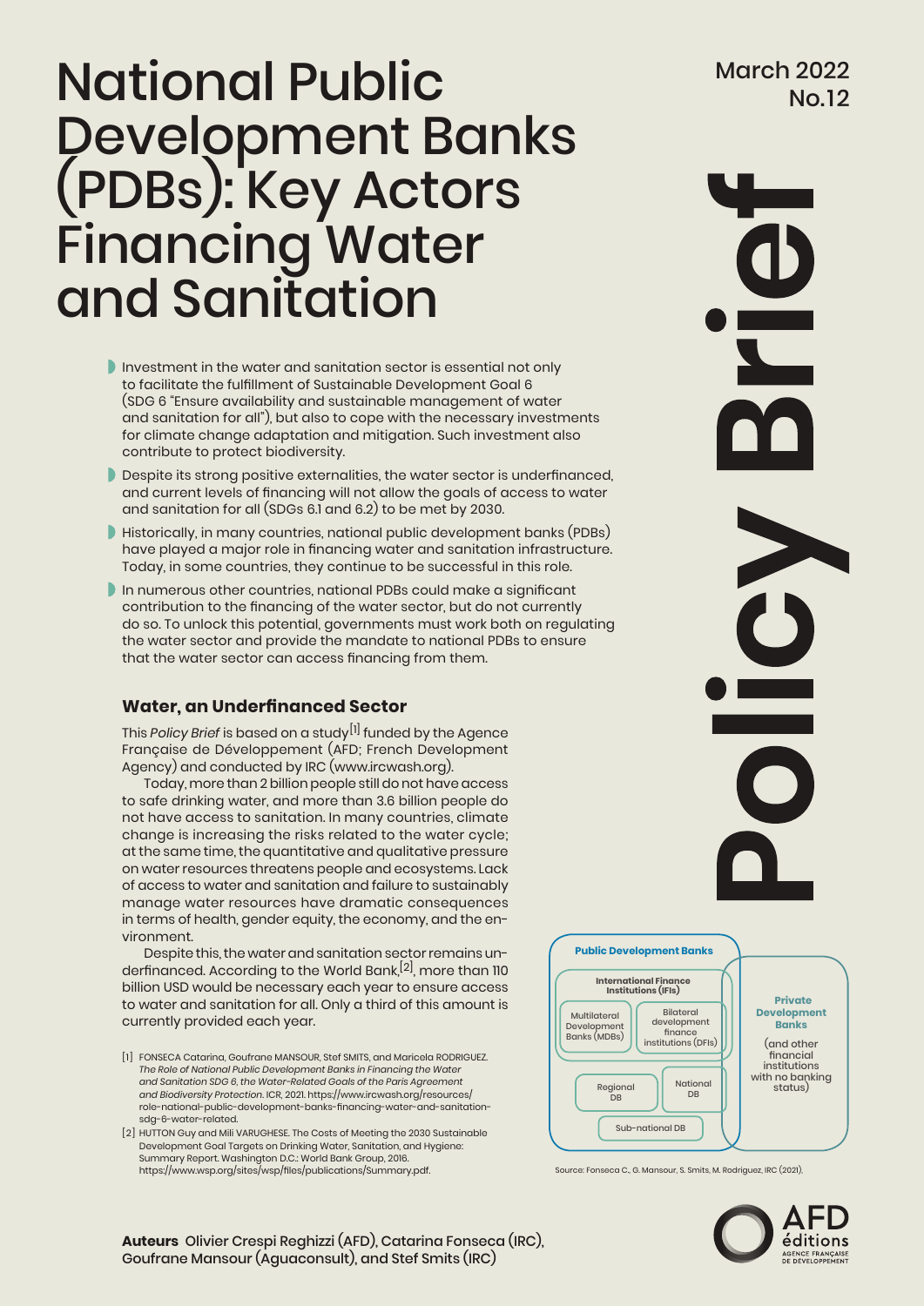# National Public Development Banks (PDBs): Key Actors Financing Water and Sanitation

March 2022
No.12

Policy Brief

- Investment in the water and sanitation sector is essential not only to facilitate the fulfillment of Sustainable Development Goal 6 (SDG 6 "Ensure availability and sustainable management of water and sanitation for all"), but also to cope with the necessary investments for climate change adaptation and mitigation. Such investment also contribute to protect biodiversity.
- Despite its strong positive externalities, the water sector is underfinanced, and current levels of financing will not allow the goals of access to water and sanitation for all (SDGs 6.1 and 6.2) to be met by 2030.
- Historically, in many countries, national public development banks (PDBs) have played a major role in financing water and sanitation infrastructure. Today, in some countries, they continue to be successful in this role.
- In numerous other countries, national PDBs could make a significant contribution to the financing of the water sector, but do not currently do so. To unlock this potential, governments must work both on regulating the water sector and provide the mandate to national PDBs to ensure that the water sector can access financing from them.

## Water, an Underfinanced Sector

This *Policy Brief* is based on a study[1] funded by the Agence Française de Développement (AFD; French Development Agency) and conducted by IRC (www.ircwash.org).

Today, more than 2 billion people still do not have access to safe drinking water, and more than 3.6 billion people do not have access to sanitation. In many countries, climate change is increasing the risks related to the water cycle; at the same time, the quantitative and qualitative pressure on water resources threatens people and ecosystems. Lack of access to water and sanitation and failure to sustainably manage water resources have dramatic consequences in terms of health, gender equity, the economy, and the environment.

Despite this, the water and sanitation sector remains underfinanced. According to the World Bank,[2], more than 110 billion USD would be necessary each year to ensure access to water and sanitation for all. Only a third of this amount is currently provided each year.

**Public Development Banks**
- **International Finance Institutions (IFIs)**
  - Multilateral Development Banks (MDBs)
  - Bilateral development finance institutions (DFIs)
- Regional DB
- National DB
- Sub-national DB

**Private Development Banks** (and other financial institutions with no banking status)

Source: Fonseca C., G. Mansour, S. Smits, M. Rodriguez, IRC (2021).

[1] FONSECA Catarina, Goufrane MANSOUR, Stef SMITS, and Maricela RODRIGUEZ. *The Role of National Public Development Banks in Financing the Water and Sanitation SDG 6, the Water-Related Goals of the Paris Agreement and Biodiversity Protection*. ICR, 2021. https://www.ircwash.org/resources/role-national-public-development-banks-financing-water-and-sanitation-sdg-6-water-related.

[2] HUTTON Guy and Mili VARUGHESE. The Costs of Meeting the 2030 Sustainable Development Goal Targets on Drinking Water, Sanitation, and Hygiene: Summary Report. Washington D.C.: World Bank Group, 2016. https://www.wsp.org/sites/wsp/files/publications/Summary.pdf.

**Auteurs** Olivier Crespi Reghizzi (AFD), Catarina Fonseca (IRC), Goufrane Mansour (Aguaconsult), and Stef Smits (IRC)

AFD éditions
AGENCE FRANÇAISE DE DÉVELOPPEMENT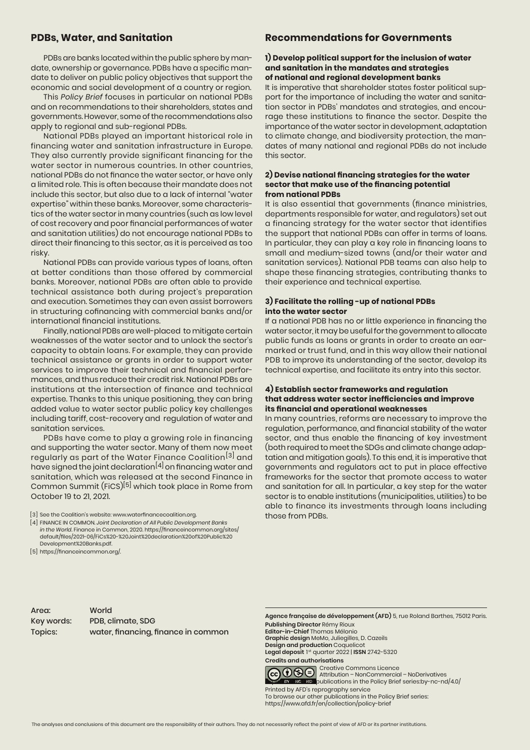## PDBs, Water, and Sanitation

PDBs are banks located within the public sphere by mandate, ownership or governance. PDBs have a specific mandate to deliver on public policy objectives that support the economic and social development of a country or region.

This *Policy Brief* focuses in particular on national PDBs and on recommendations to their shareholders, states and governments. However, some of the recommendations also apply to regional and sub-regional PDBs.

National PDBs played an important historical role in financing water and sanitation infrastructure in Europe. They also currently provide significant financing for the water sector in numerous countries. In other countries, national PDBs do not finance the water sector, or have only a limited role. This is often because their mandate does not include this sector, but also due to a lack of internal "water expertise" within these banks. Moreover, some characteristics of the water sector in many countries (such as low level of cost recovery and poor financial performances of water and sanitation utilities) do not encourage national PDBs to direct their financing to this sector, as it is perceived as too risky.

National PDBs can provide various types of loans, often at better conditions than those offered by commercial banks. Moreover, national PDBs are often able to provide technical assistance both during project's preparation and execution. Sometimes they can even assist borrowers in structuring cofinancing with commercial banks and/or international financial institutions.

Finally, national PDBs are well-placed to mitigate certain weaknesses of the water sector and to unlock the sector's capacity to obtain loans. For example, they can provide technical assistance or grants in order to support water services to improve their technical and financial performances, and thus reduce their credit risk. National PDBs are institutions at the intersection of finance and technical expertise. Thanks to this unique positioning, they can bring added value to water sector public policy key challenges including tariff, cost-recovery and regulation of water and sanitation services.

PDBs have come to play a growing role in financing and supporting the water sector. Many of them now meet regularly as part of the Water Finance Coalition[3] and have signed the joint declaration[4] on financing water and sanitation, which was released at the second Finance in Common Summit (FiCS)[5] which took place in Rome from October 19 to 21, 2021.

[3] See the Coalition's website: www.waterfinancecoalition.org.

[4] FINANCE IN COMMON. *Joint Declaration of All Public Development Banks in the World*. Finance in Common, 2020. https://financeincommon.org/sites/default/files/2021-06/FiCs%20-%20Joint%20declaration%20of%20Public%20Development%20Banks.pdf.

[5] https://financeincommon.org/.

## Recommendations for Governments

### 1) Develop political support for the inclusion of water and sanitation in the mandates and strategies of national and regional development banks

It is imperative that shareholder states foster political support for the importance of including the water and sanitation sector in PDBs' mandates and strategies, and encourage these institutions to finance the sector. Despite the importance of the water sector in development, adaptation to climate change, and biodiversity protection, the mandates of many national and regional PDBs do not include this sector.

### 2) Devise national financing strategies for the water sector that make use of the financing potential from national PDBs

It is also essential that governments (finance ministries, departments responsible for water, and regulators) set out a financing strategy for the water sector that identifies the support that national PDBs can offer in terms of loans. In particular, they can play a key role in financing loans to small and medium-sized towns (and/or their water and sanitation services). National PDB teams can also help to shape these financing strategies, contributing thanks to their experience and technical expertise.

### 3) Facilitate the rolling-up of national PDBs into the water sector

If a national PDB has no or little experience in financing the water sector, it may be useful for the government to allocate public funds as loans or grants in order to create an earmarked or trust fund, and in this way allow their national PDB to improve its understanding of the sector, develop its technical expertise, and facilitate its entry into this sector.

### 4) Establish sector frameworks and regulation that address water sector inefficiencies and improve its financial and operational weaknesses

In many countries, reforms are necessary to improve the regulation, performance, and financial stability of the water sector, and thus enable the financing of key investment (both required to meet the SDGs and climate change adaptation and mitigation goals). To this end, it is imperative that governments and regulators act to put in place effective frameworks for the sector that promote access to water and sanitation for all. In particular, a key step for the water sector is to enable institutions (municipalities, utilities) to be able to finance its investments through loans including those from PDBs.

| | |
|---|---|
| Area: | World |
| Key words: | PDB, climate, SDG |
| Topics: | water, financing, finance in common |

**Agence française de développement (AFD)** 5, rue Roland Barthes, 75012 Paris.
**Publishing Director** Rémy Rioux
**Editor-in-Chief** Thomas Mélonio
**Graphic design** MeMo, Juliegilles, D. Cazeils
**Design and production** Coquelicot
**Legal deposit** 1st quarter 2022 | **ISSN** 2742-5320
**Credits and authorisations**
Creative Commons Licence
Attribution – NonCommercial – NoDerivatives
publications in the Policy Brief series:by-nc-nd/4.0/
Printed by AFD's reprography service
To browse our other publications in the Policy Brief series:
https://www.afd.fr/en/collection/policy-brief

The analyses and conclusions of this document are the responsibility of their authors. They do not necessarily reflect the point of view of AFD or its partner institutions.